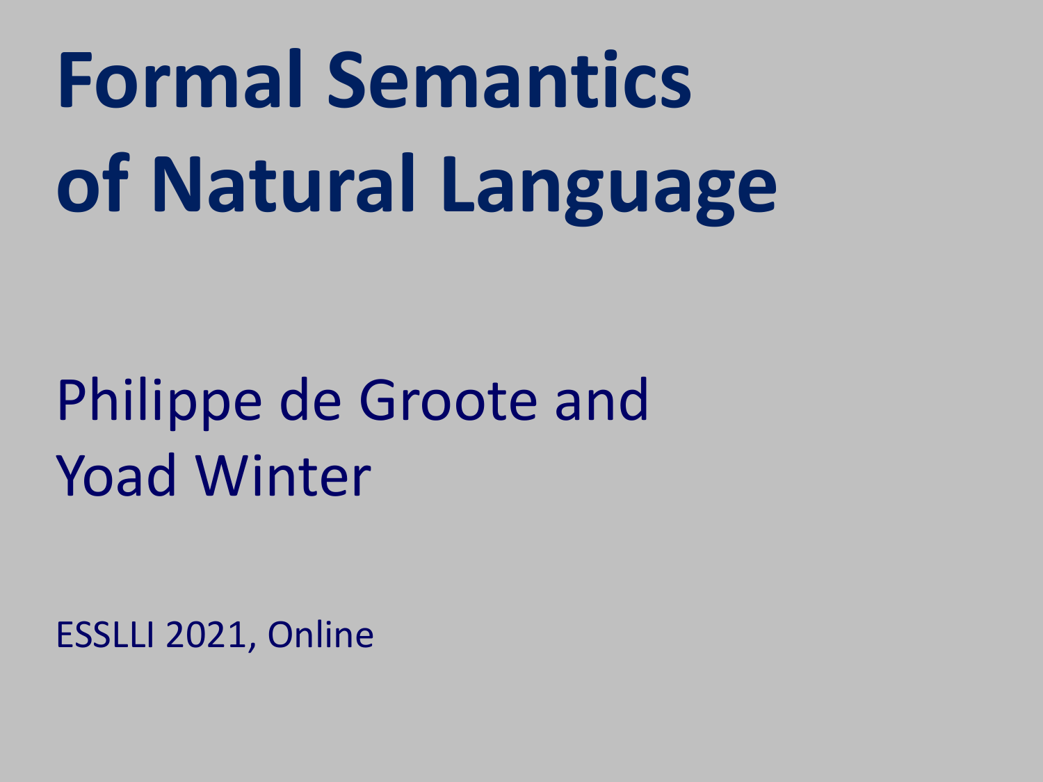# Formal Semantics of Natural Language

Philippe de Groote and Yoad Winter

ESSLLI 2021, Online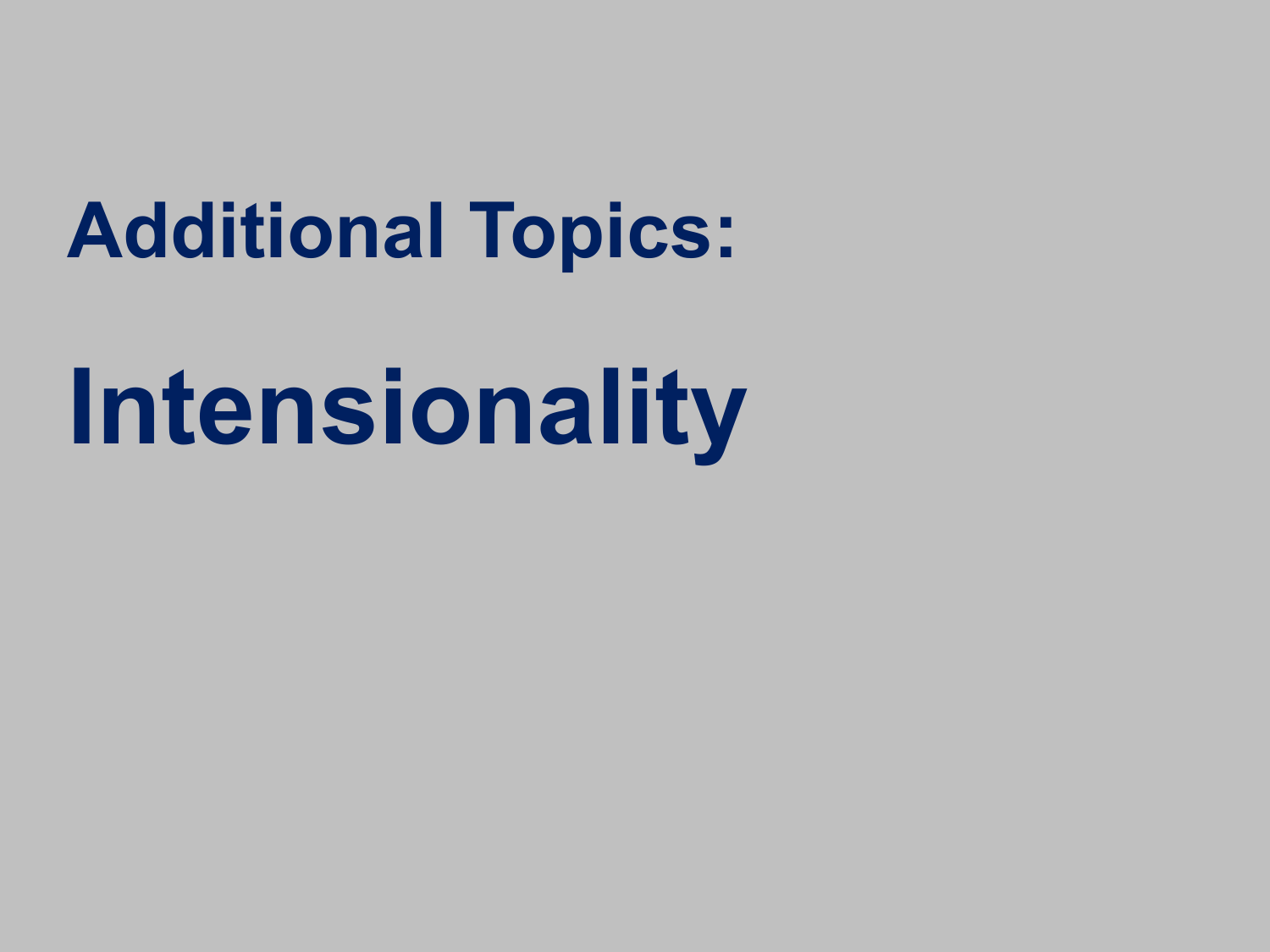## Additional Topics:

# Intensionality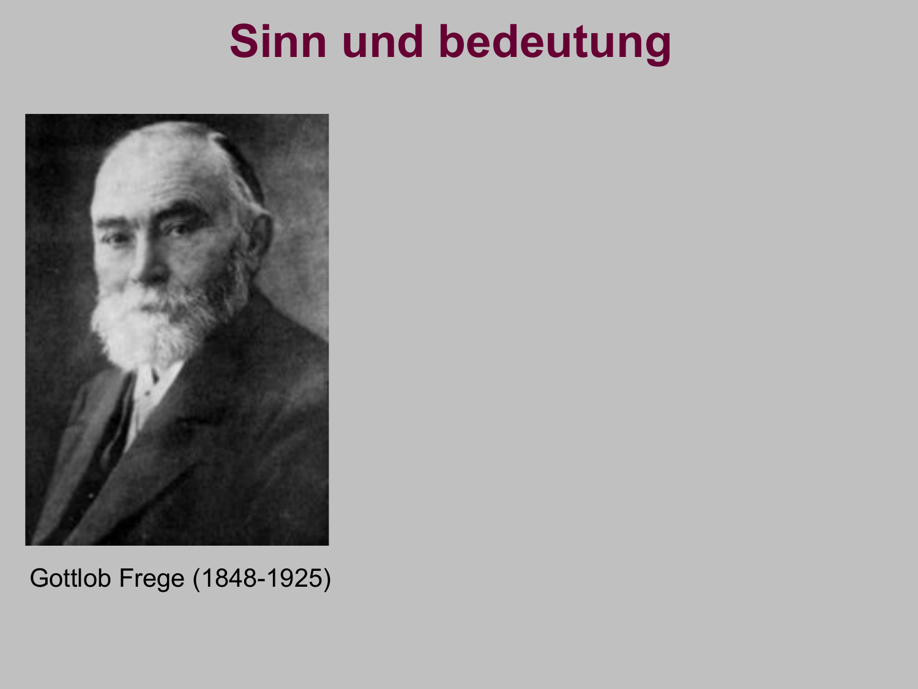# Sinn und bedeutung

Gottlob Frege (1848-1925)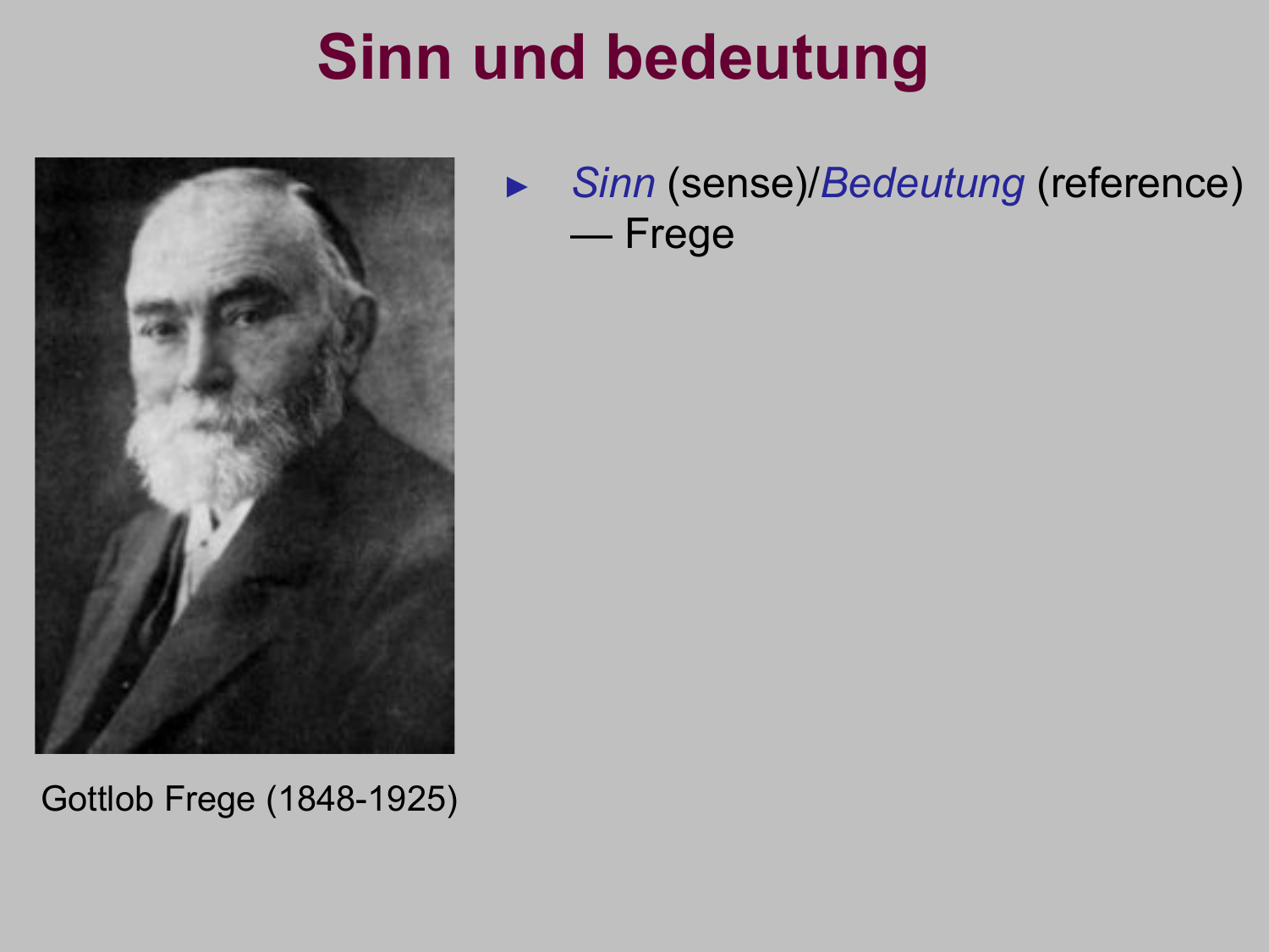# Sinn und bedeutung

Gottlob Frege (1848-1925)

- *Sinn* (sense)/*Bedeutung* (reference) — Frege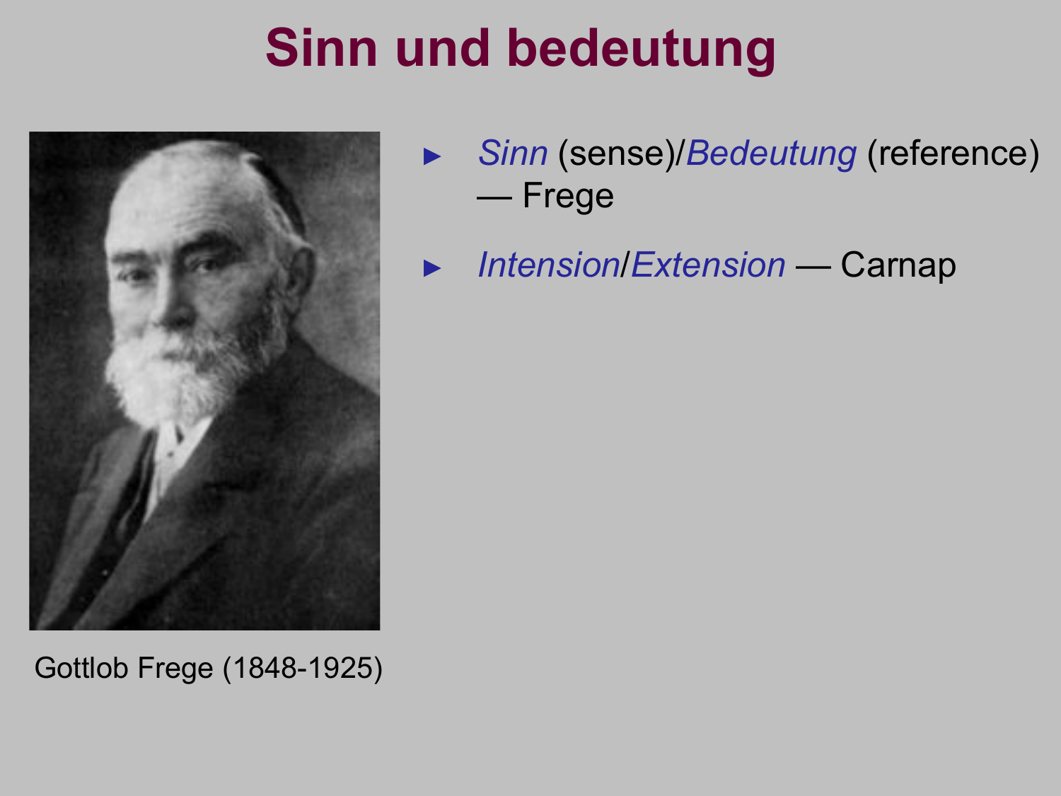# Sinn und bedeutung

- *Sinn* (sense)/*Bedeutung* (reference) — Frege
- *Intension*/*Extension* — Carnap

Gottlob Frege (1848-1925)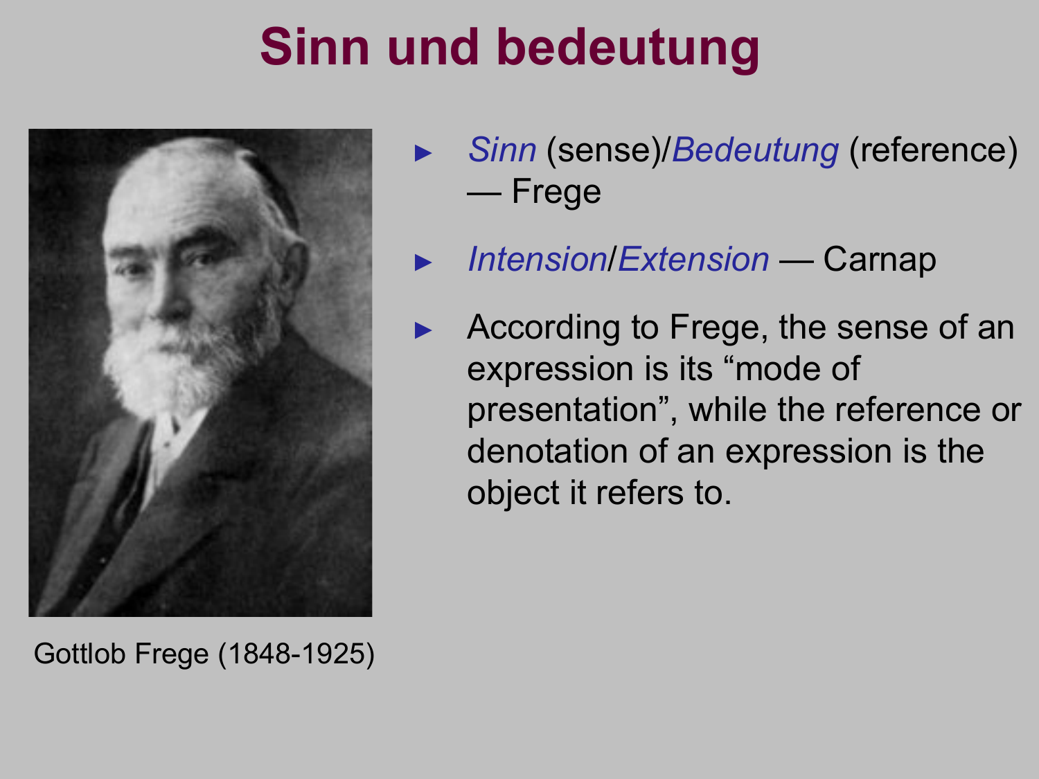# Sinn und bedeutung

- *Sinn* (sense)/*Bedeutung* (reference) — Frege
- *Intension*/*Extension* — Carnap
- According to Frege, the sense of an expression is its "mode of presentation", while the reference or denotation of an expression is the object it refers to.

Gottlob Frege (1848-1925)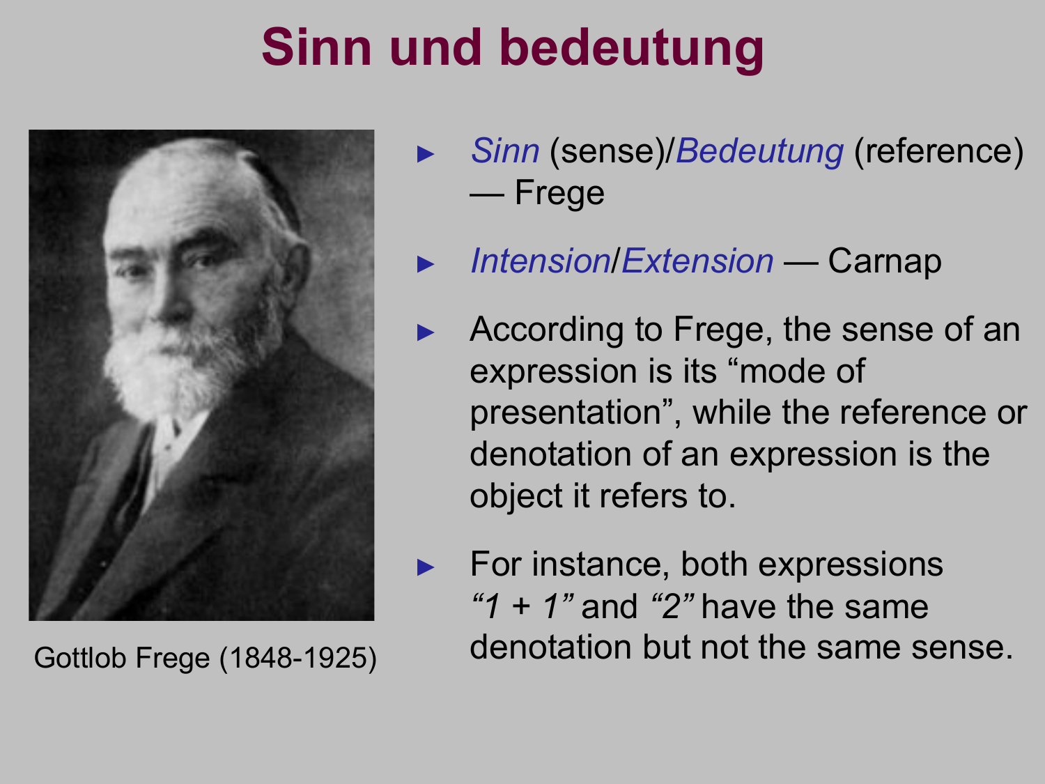# Sinn und bedeutung

- *Sinn* (sense)/*Bedeutung* (reference) — Frege
- *Intension*/*Extension* — Carnap
- According to Frege, the sense of an expression is its “mode of presentation”, while the reference or denotation of an expression is the object it refers to.
- For instance, both expressions *“1 + 1”* and *“2”* have the same denotation but not the same sense.

Gottlob Frege (1848-1925)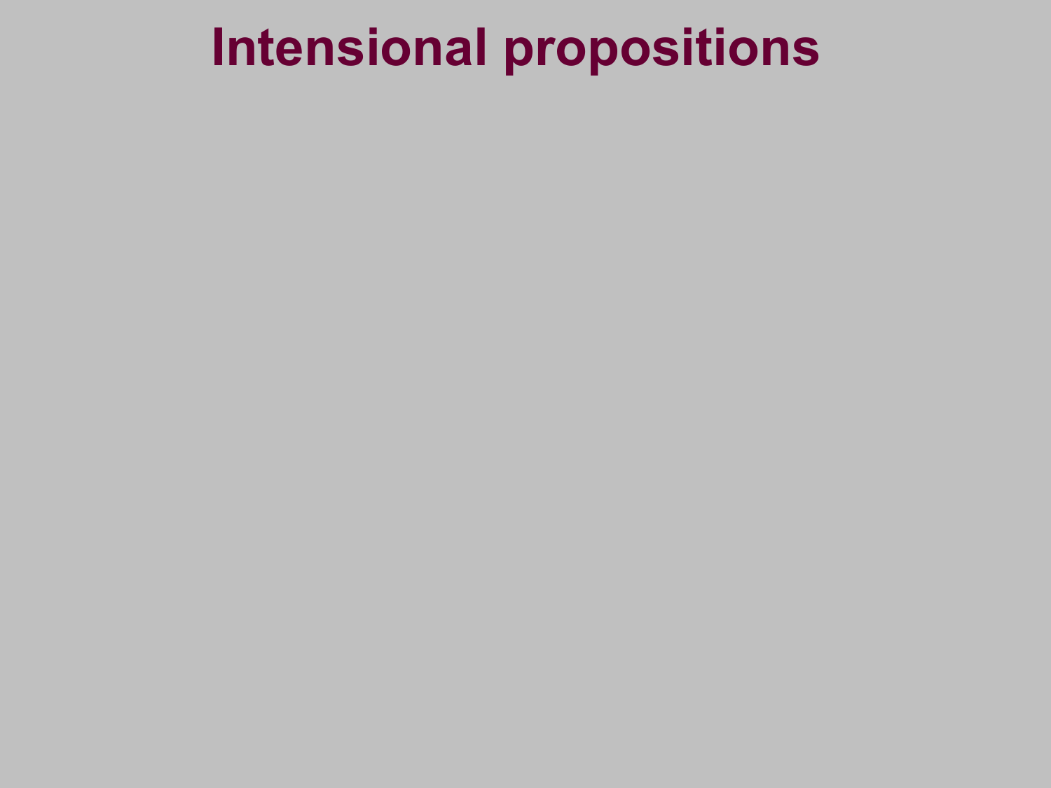# Intensional propositions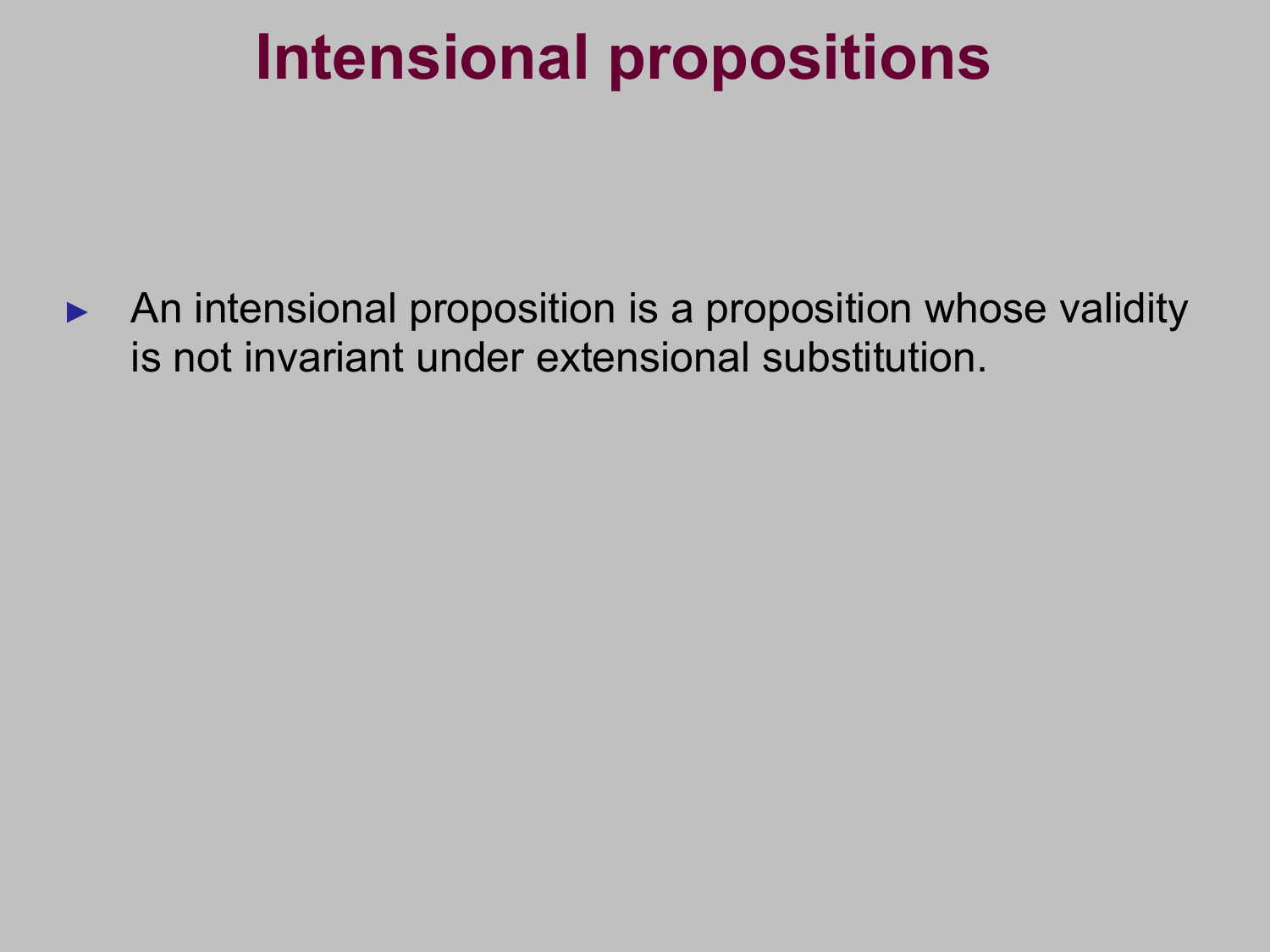# Intensional propositions

- An intensional proposition is a proposition whose validity is not invariant under extensional substitution.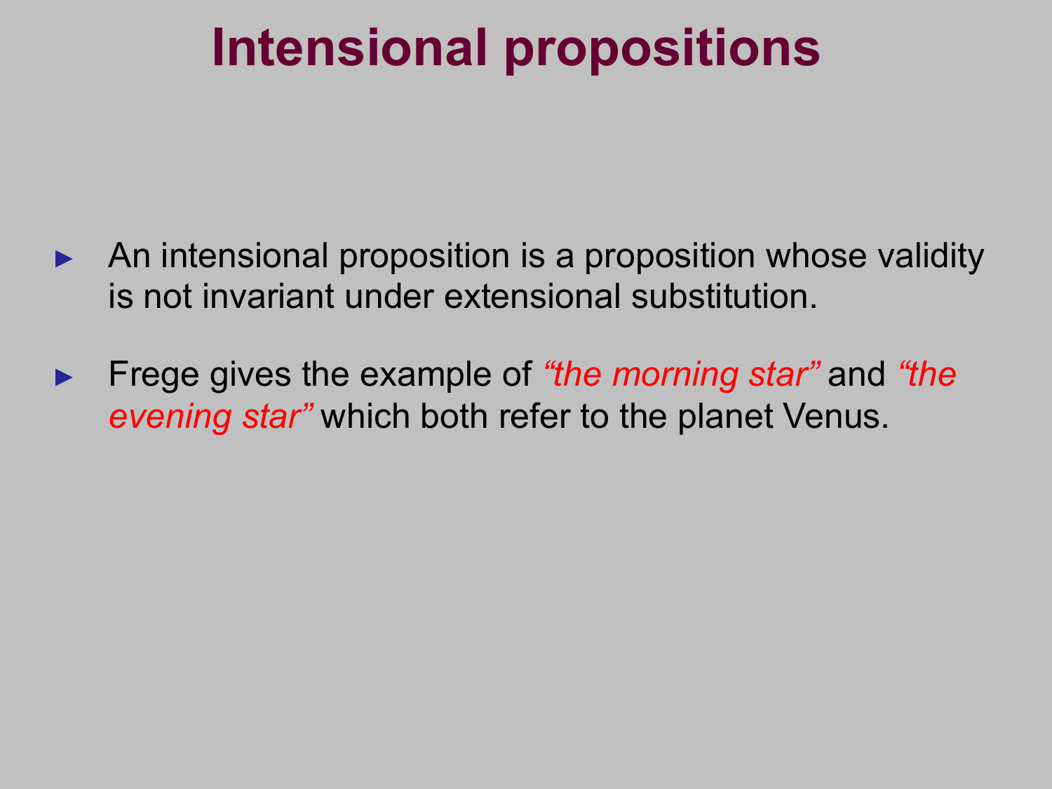# Intensional propositions

- An intensional proposition is a proposition whose validity is not invariant under extensional substitution.
- Frege gives the example of *"the morning star"* and *"the evening star"* which both refer to the planet Venus.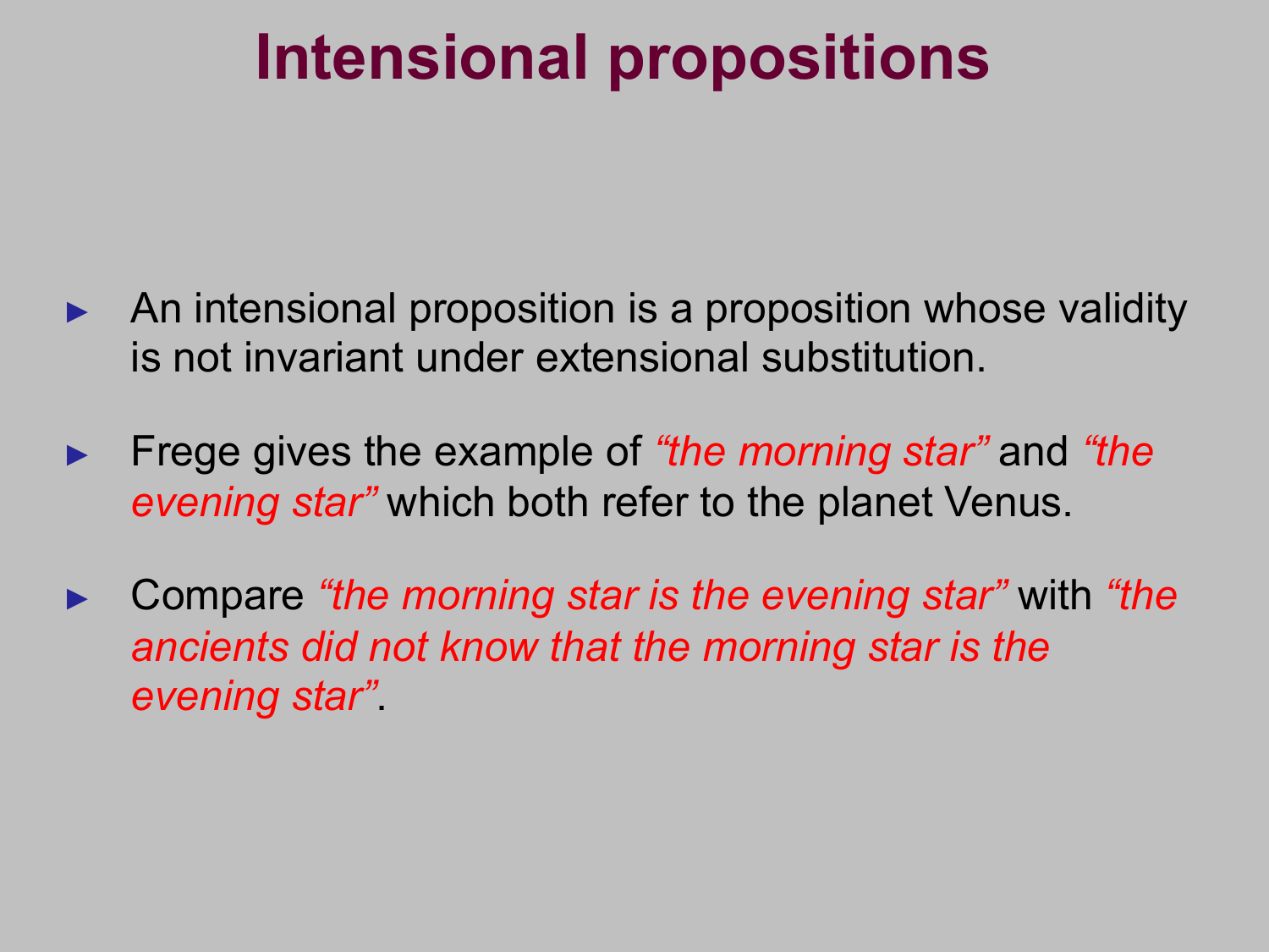# Intensional propositions

- An intensional proposition is a proposition whose validity is not invariant under extensional substitution.
- Frege gives the example of *"the morning star"* and *"the evening star"* which both refer to the planet Venus.
- Compare *"the morning star is the evening star"* with *"the ancients did not know that the morning star is the evening star"*.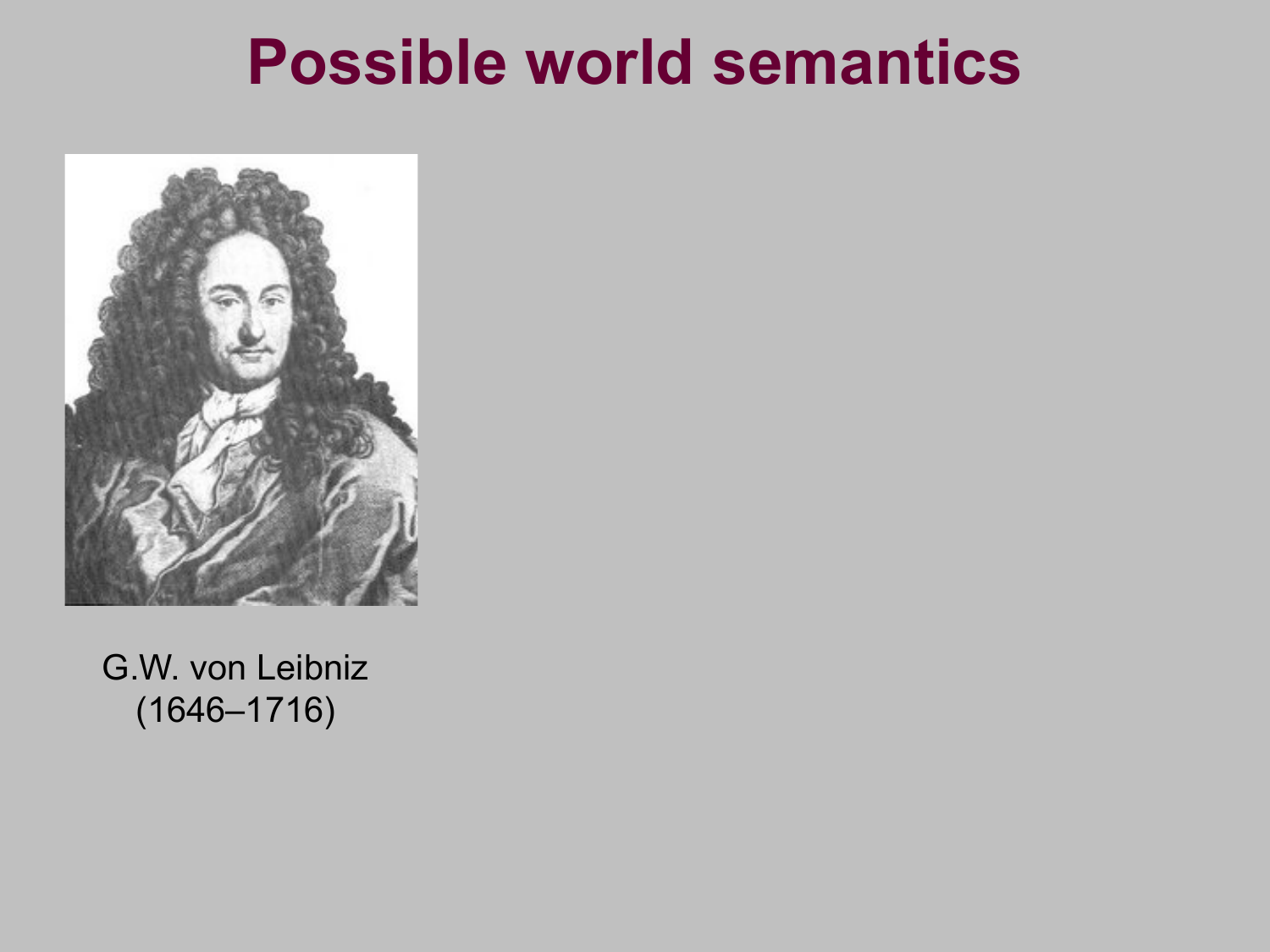# Possible world semantics

G.W. von Leibniz
(1646–1716)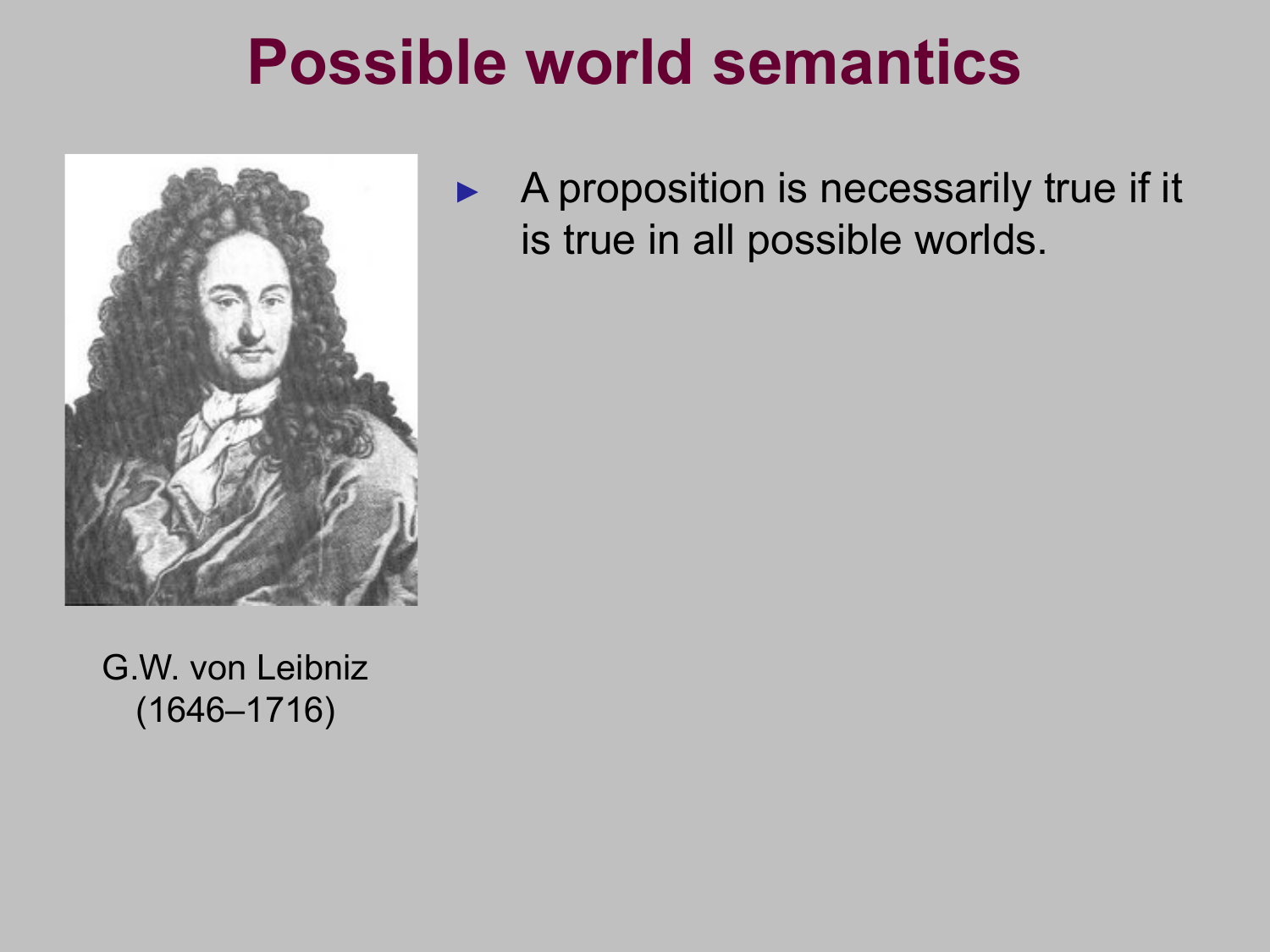# Possible world semantics

- A proposition is necessarily true if it is true in all possible worlds.

G.W. von Leibniz (1646–1716)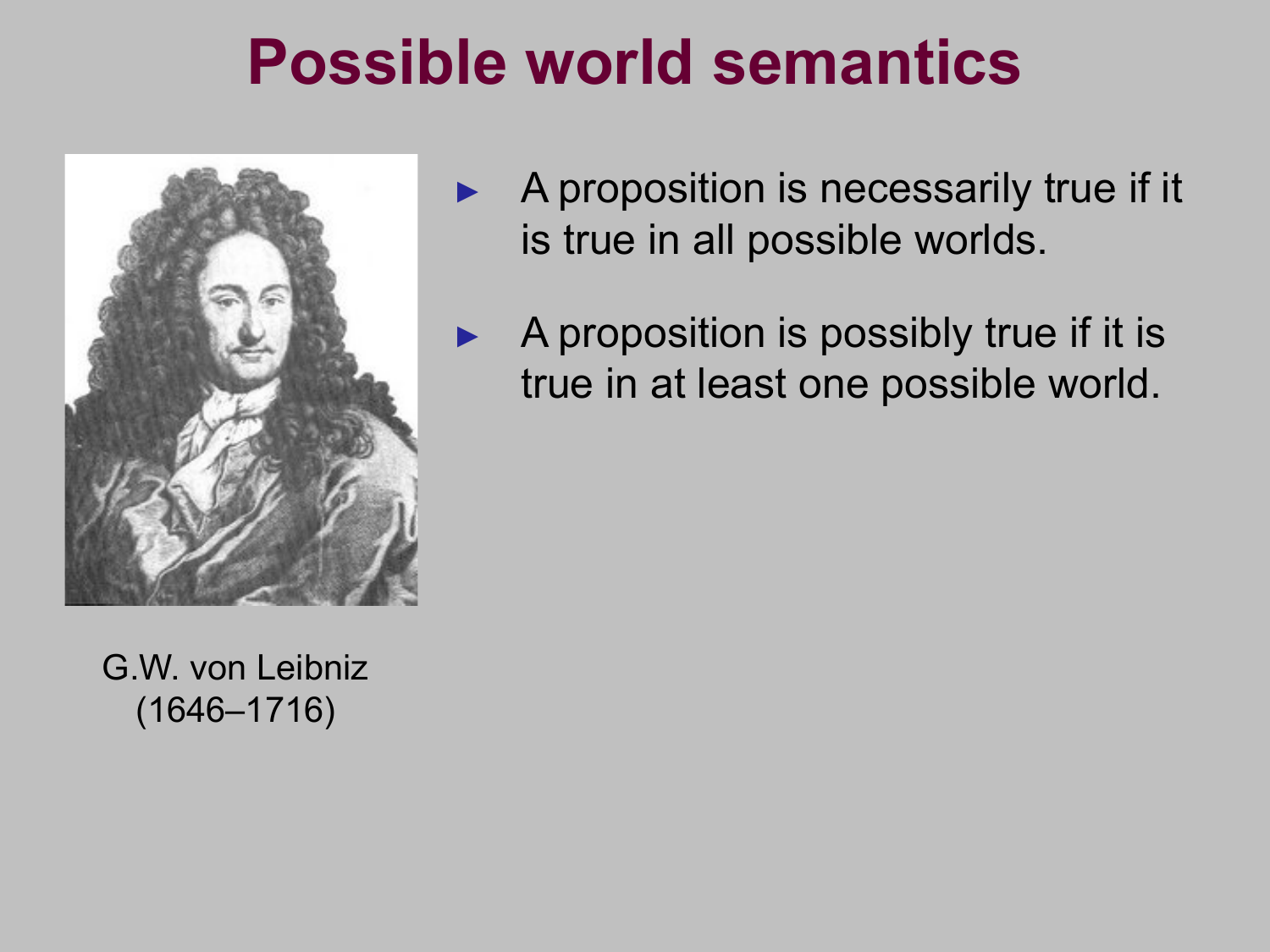# Possible world semantics

G.W. von Leibniz
(1646–1716)

- A proposition is necessarily true if it is true in all possible worlds.
- A proposition is possibly true if it is true in at least one possible world.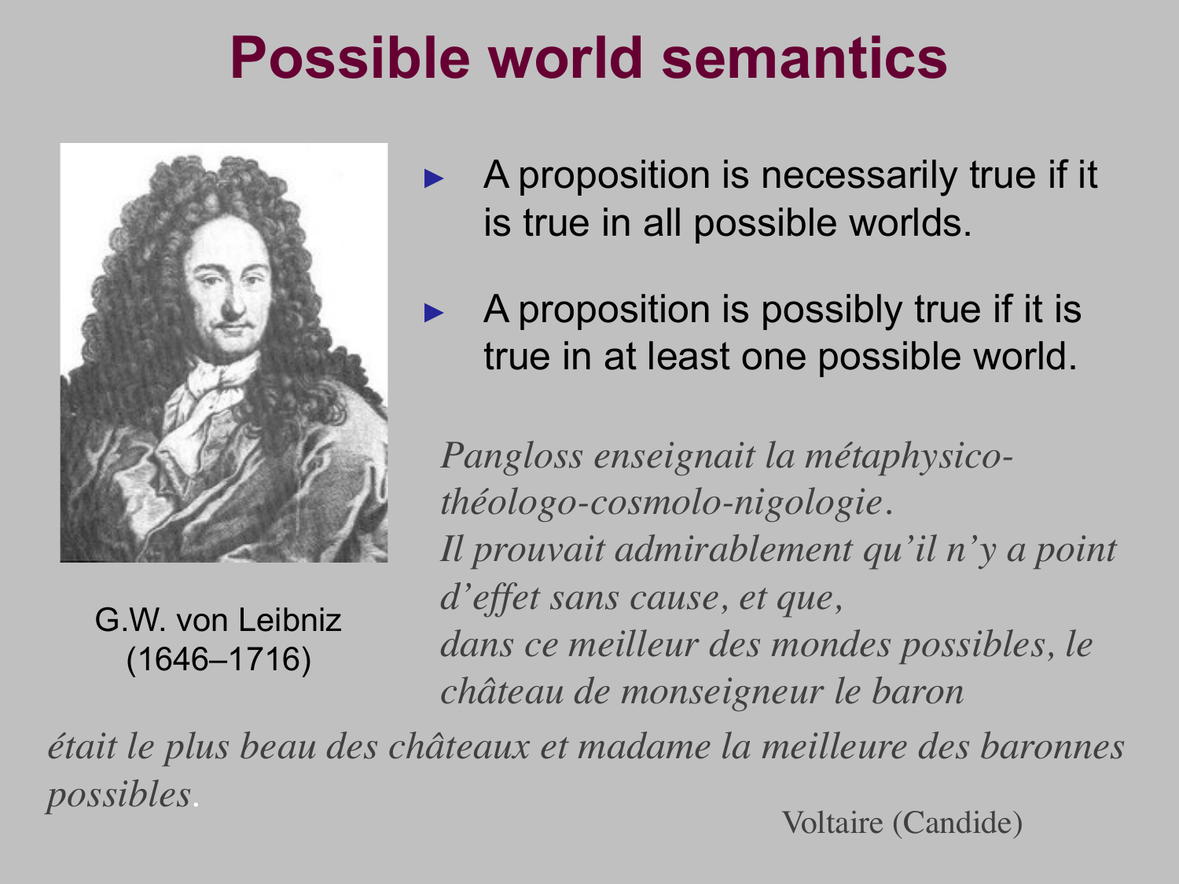# Possible world semantics

G.W. von Leibniz (1646–1716)

- A proposition is necessarily true if it is true in all possible worlds.
- A proposition is possibly true if it is true in at least one possible world.

*Pangloss enseignait la métaphysico-théologo-cosmolo-nigologie.*
*Il prouvait admirablement qu'il n'y a point d'effet sans cause, et que,*
*dans ce meilleur des mondes possibles, le château de monseigneur le baron était le plus beau des châteaux et madame la meilleure des baronnes possibles.*

Voltaire (Candide)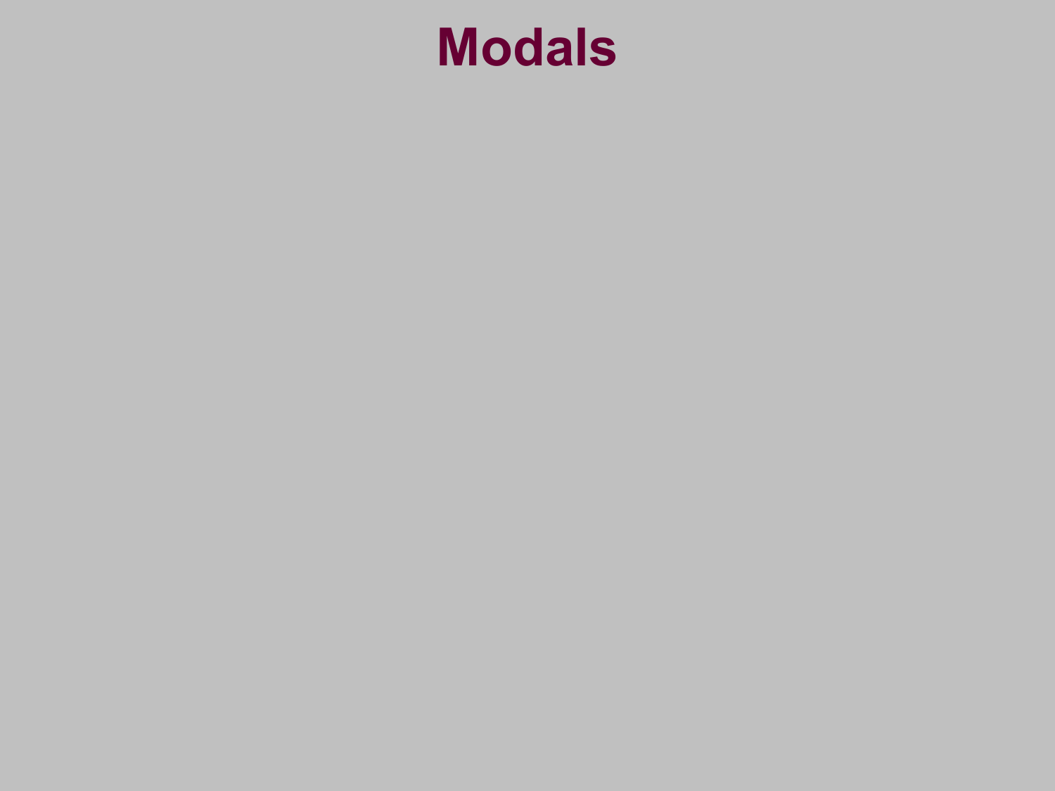# Modals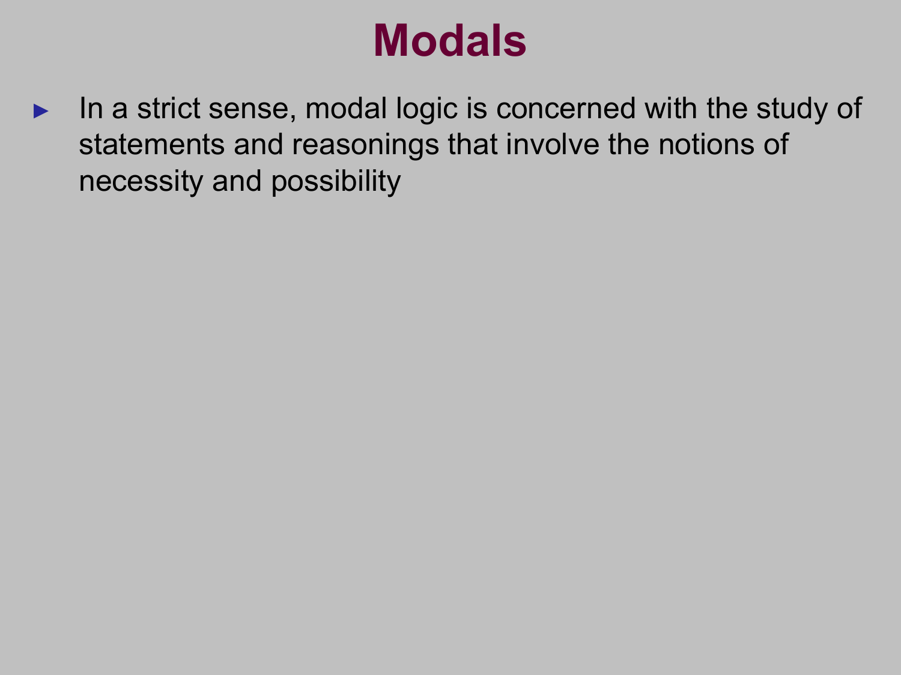# Modals

- In a strict sense, modal logic is concerned with the study of statements and reasonings that involve the notions of necessity and possibility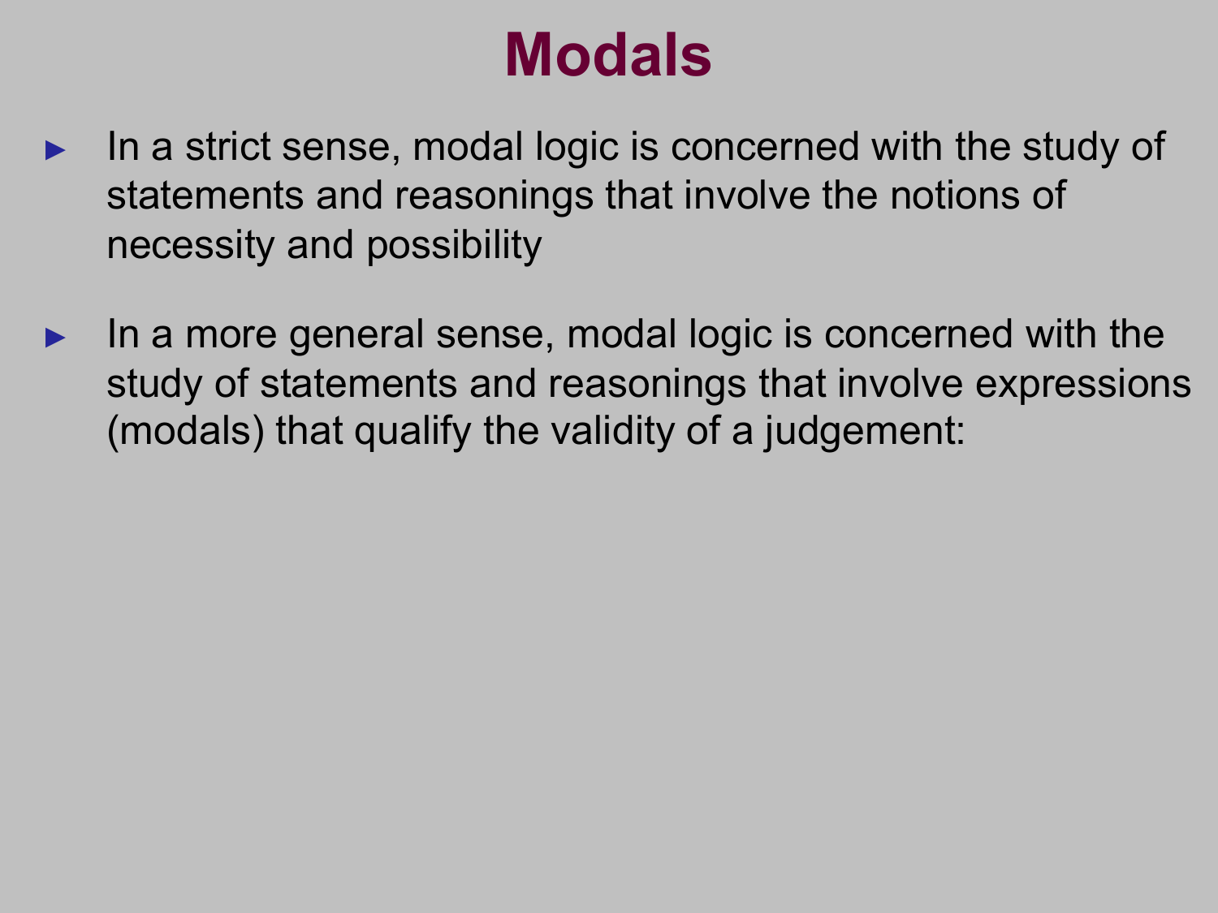# Modals

- In a strict sense, modal logic is concerned with the study of statements and reasonings that involve the notions of necessity and possibility
- In a more general sense, modal logic is concerned with the study of statements and reasonings that involve expressions (modals) that qualify the validity of a judgement: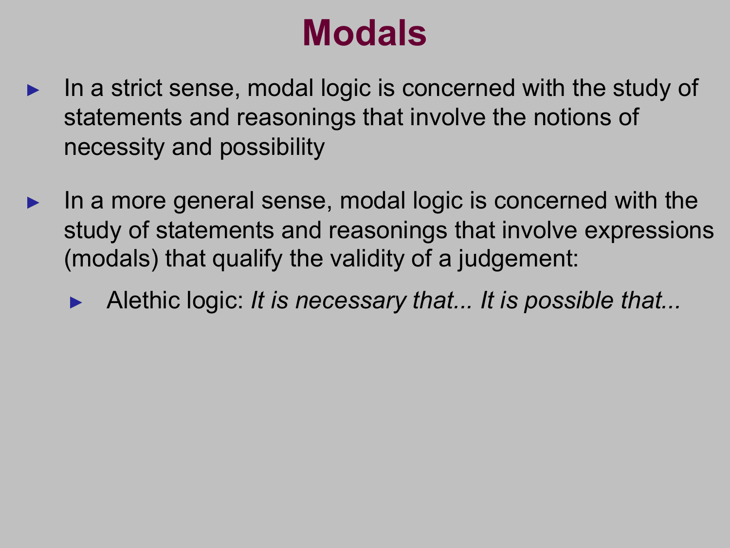# Modals

- In a strict sense, modal logic is concerned with the study of statements and reasonings that involve the notions of necessity and possibility
- In a more general sense, modal logic is concerned with the study of statements and reasonings that involve expressions (modals) that qualify the validity of a judgement:
  - Alethic logic: *It is necessary that... It is possible that...*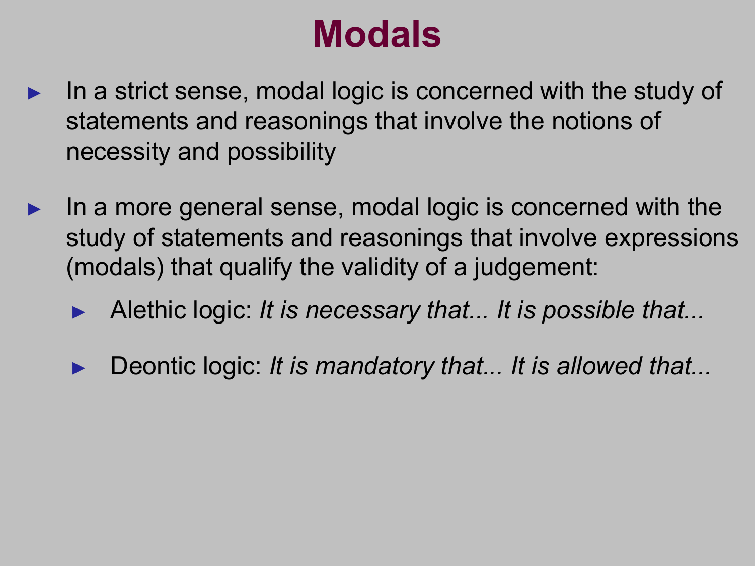# Modals

- In a strict sense, modal logic is concerned with the study of statements and reasonings that involve the notions of necessity and possibility
- In a more general sense, modal logic is concerned with the study of statements and reasonings that involve expressions (modals) that qualify the validity of a judgement:
  - Alethic logic: *It is necessary that... It is possible that...*
  - Deontic logic: *It is mandatory that... It is allowed that...*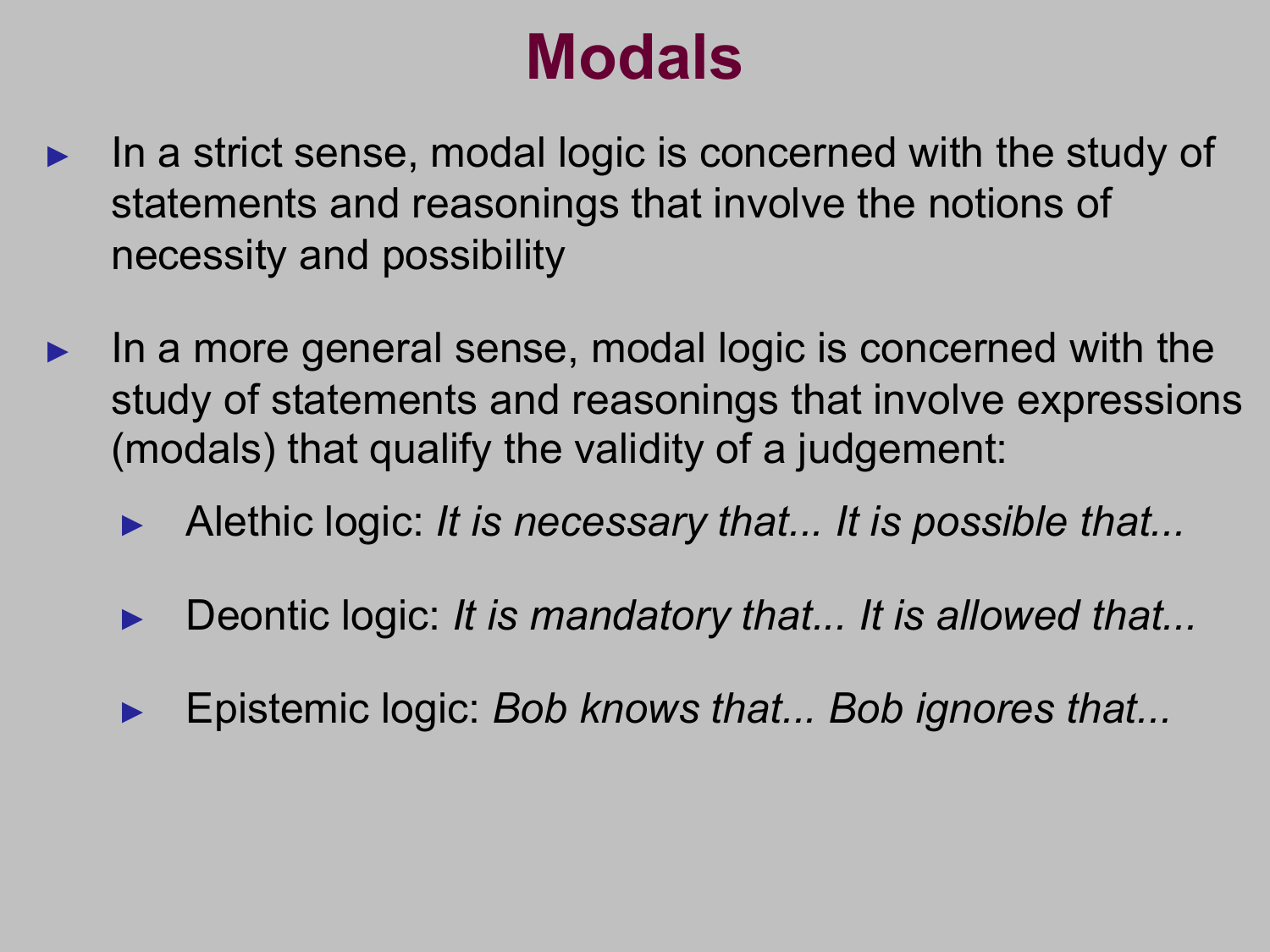# Modals

- In a strict sense, modal logic is concerned with the study of statements and reasonings that involve the notions of necessity and possibility
- In a more general sense, modal logic is concerned with the study of statements and reasonings that involve expressions (modals) that qualify the validity of a judgement:
  - Alethic logic: *It is necessary that... It is possible that...*
  - Deontic logic: *It is mandatory that... It is allowed that...*
  - Epistemic logic: *Bob knows that... Bob ignores that...*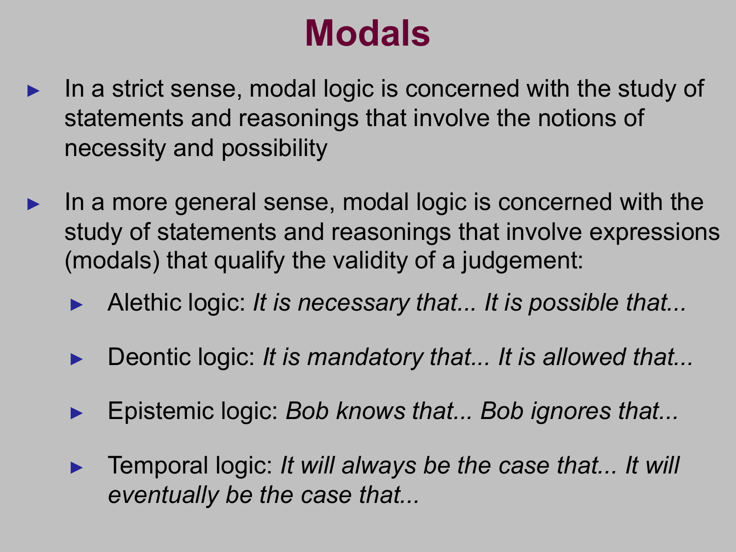# Modals

- In a strict sense, modal logic is concerned with the study of statements and reasonings that involve the notions of necessity and possibility
- In a more general sense, modal logic is concerned with the study of statements and reasonings that involve expressions (modals) that qualify the validity of a judgement:
  - Alethic logic: *It is necessary that... It is possible that...*
  - Deontic logic: *It is mandatory that... It is allowed that...*
  - Epistemic logic: *Bob knows that... Bob ignores that...*
  - Temporal logic: *It will always be the case that... It will eventually be the case that...*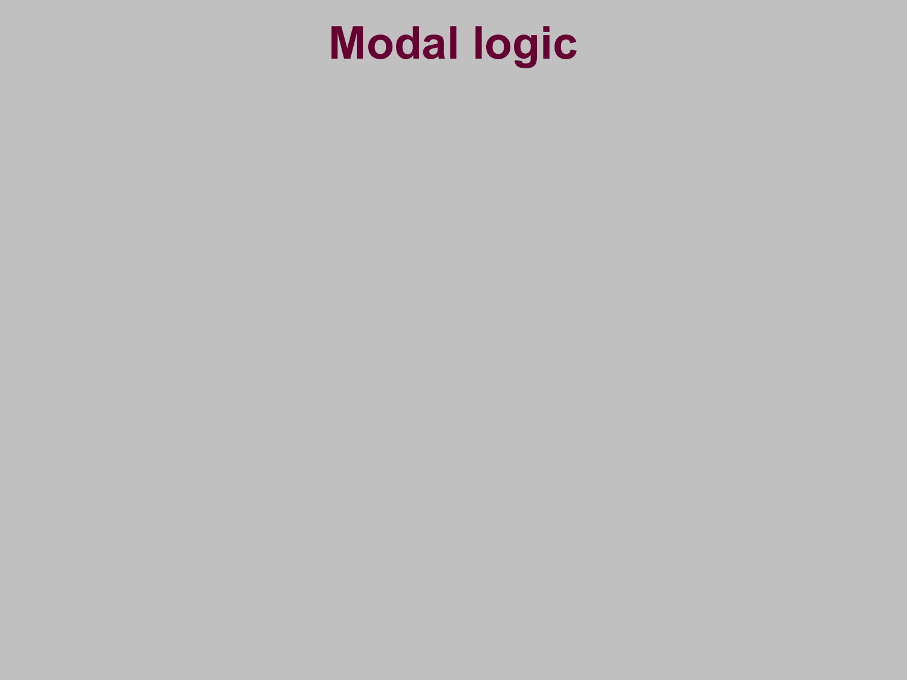# Modal logic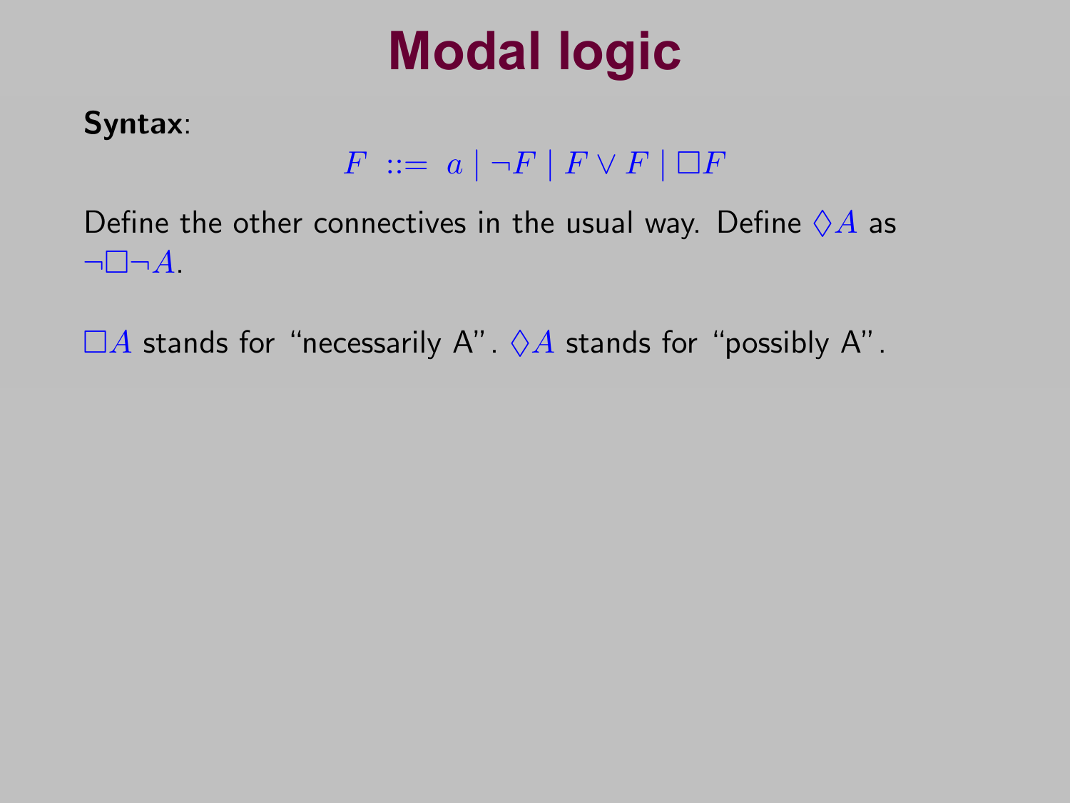# Modal logic

**Syntax**:

$$F \ ::= \ a \mid \neg F \mid F \vee F \mid \Box F$$

Define the other connectives in the usual way. Define $\Diamond A$ as $\neg\Box\neg A$.

$\Box A$ stands for "necessarily A". $\Diamond A$ stands for "possibly A".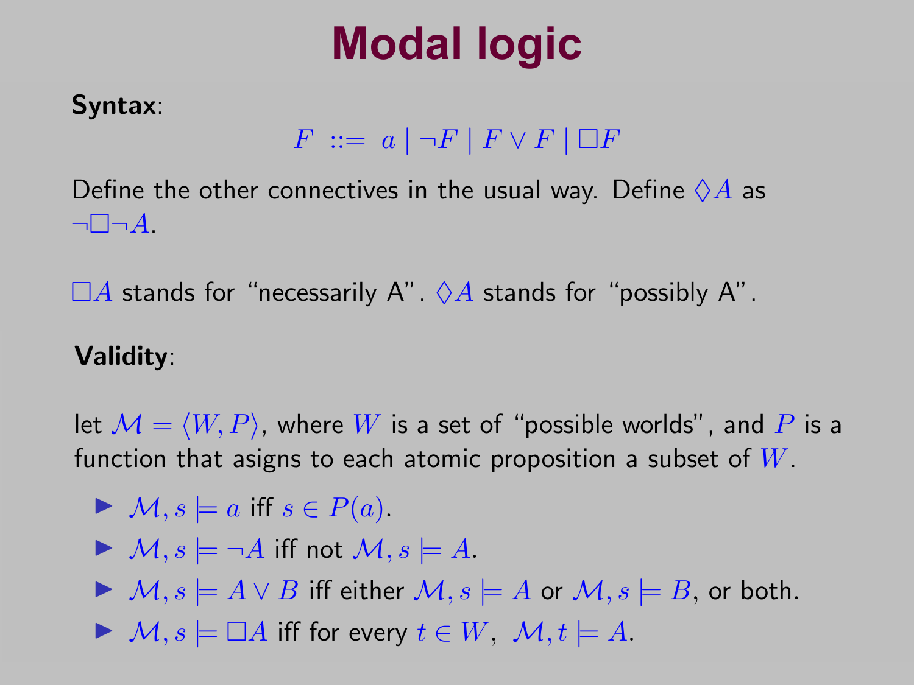# Modal logic

**Syntax**:

$$F \ ::= \ a \mid \neg F \mid F \vee F \mid \Box F$$

Define the other connectives in the usual way. Define $\Diamond A$ as $\neg \Box \neg A$.

$\Box A$ stands for "necessarily A". $\Diamond A$ stands for "possibly A".

**Validity**:

let $\mathcal{M} = \langle W, P \rangle$, where $W$ is a set of "possible worlds", and $P$ is a function that asigns to each atomic proposition a subset of $W$.

- $\mathcal{M}, s \models a$ iff $s \in P(a)$.
- $\mathcal{M}, s \models \neg A$ iff not $\mathcal{M}, s \models A$.
- $\mathcal{M}, s \models A \vee B$ iff either $\mathcal{M}, s \models A$ or $\mathcal{M}, s \models B$, or both.
- $\mathcal{M}, s \models \Box A$ iff for every $t \in W$, $\mathcal{M}, t \models A$.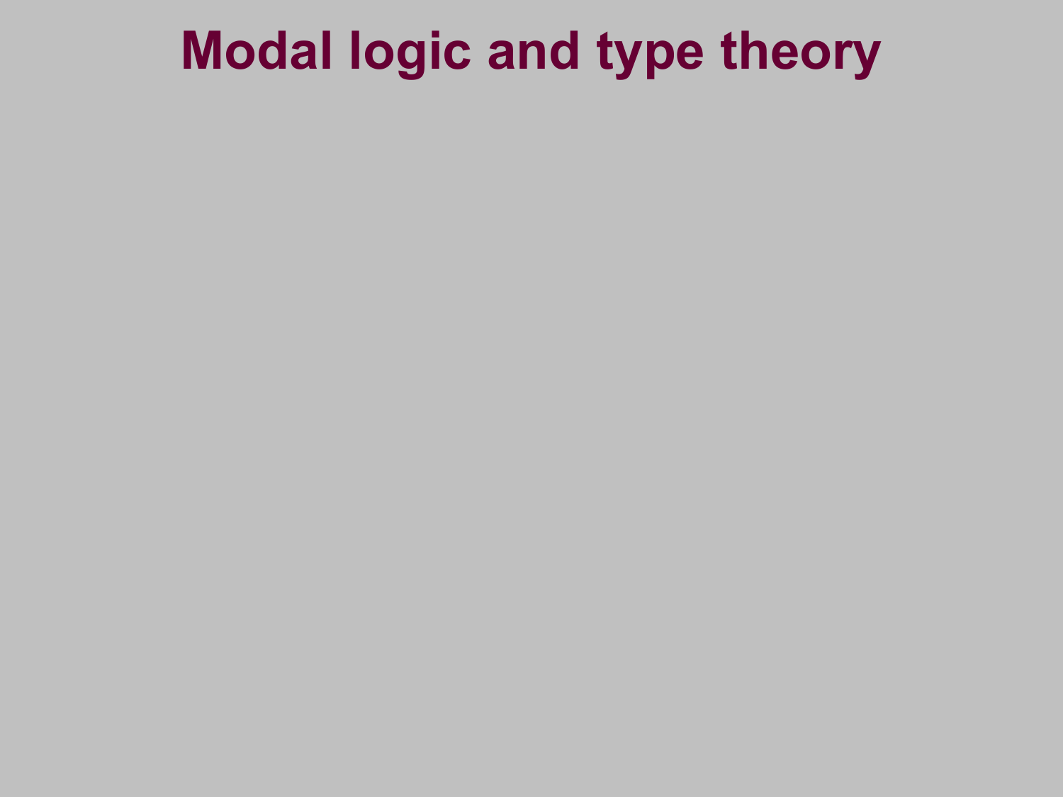# Modal logic and type theory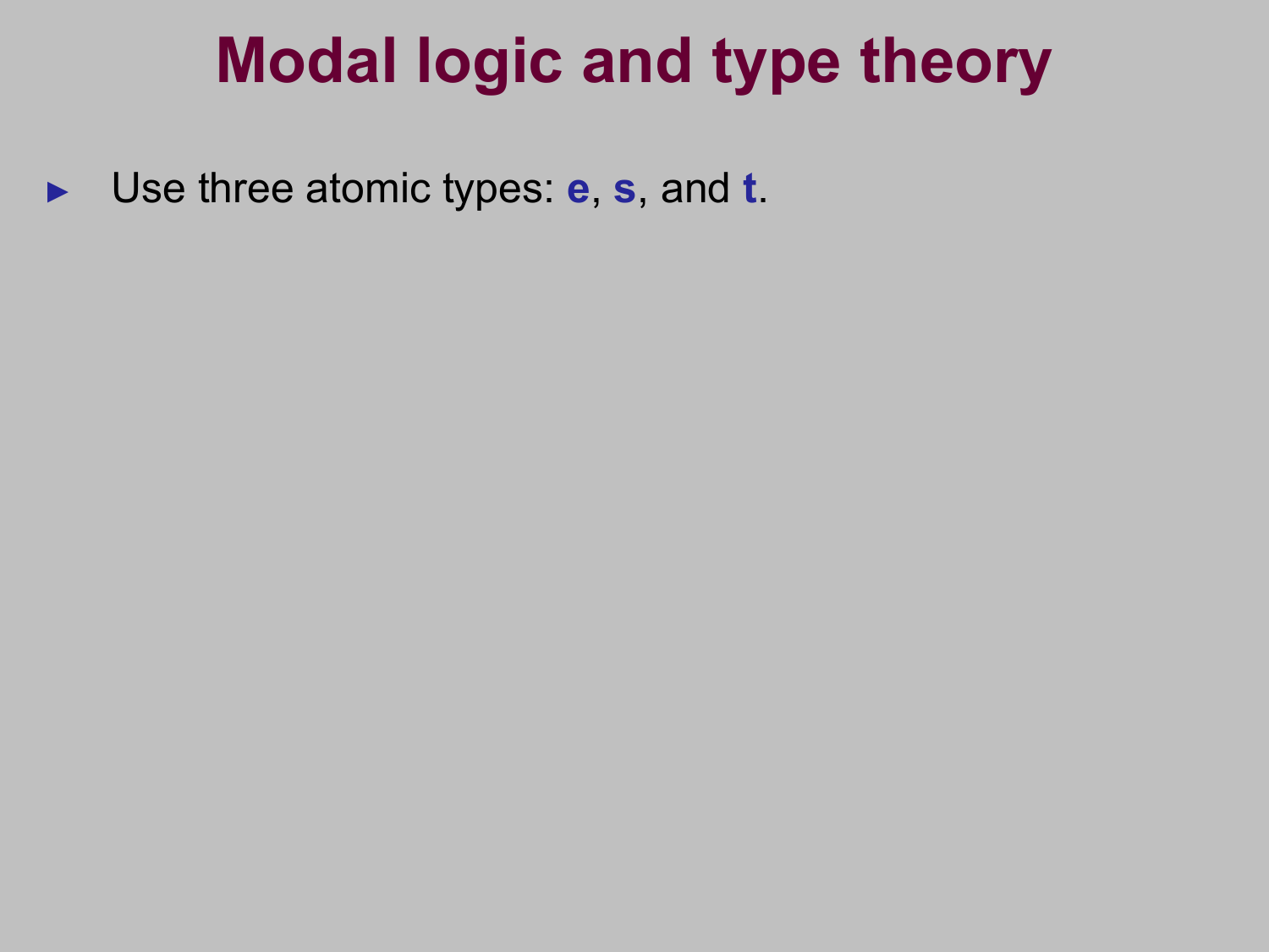# Modal logic and type theory

- Use three atomic types: **e**, **s**, and **t**.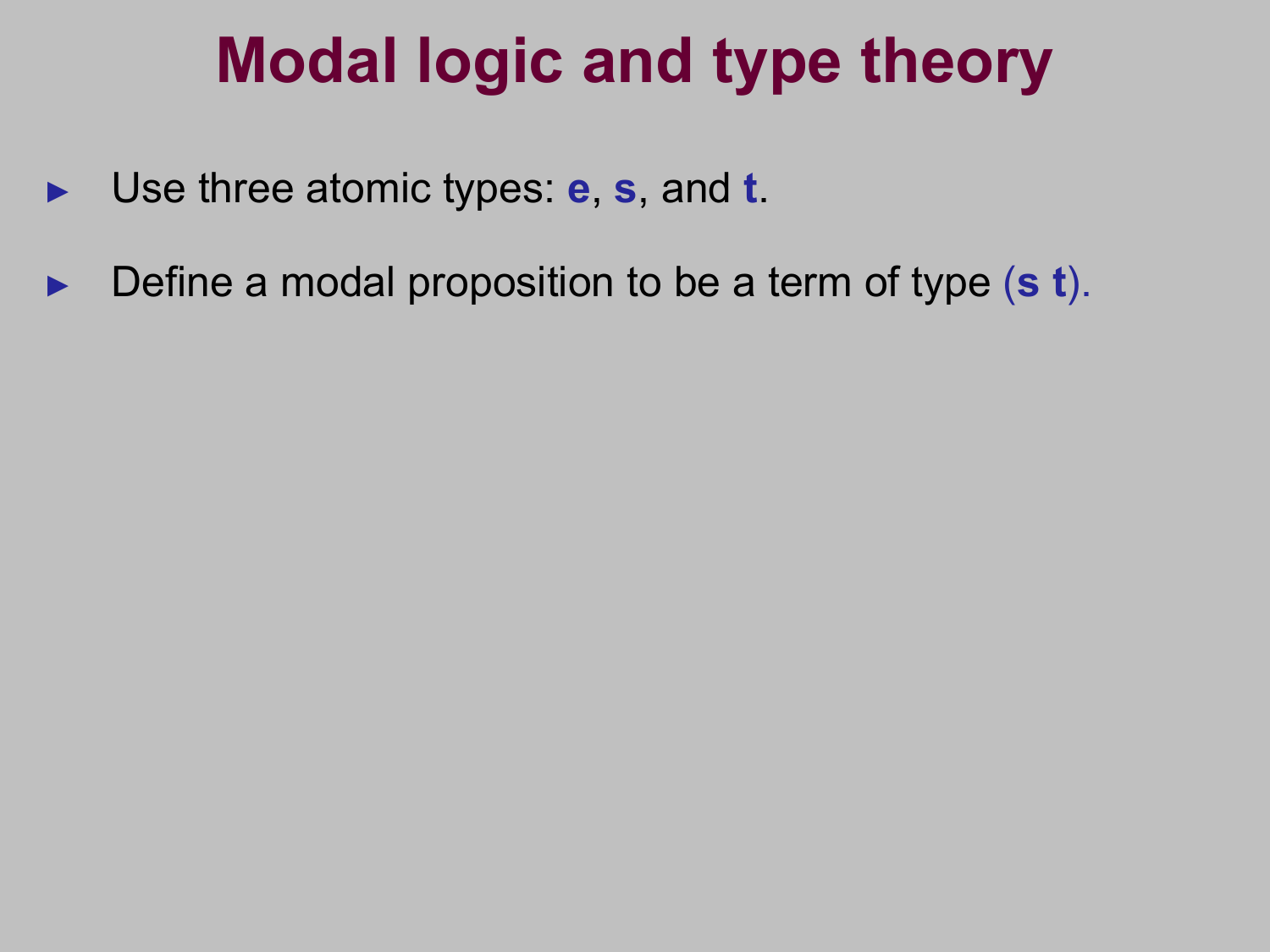# Modal logic and type theory

- Use three atomic types: **e**, **s**, and **t**.
- Define a modal proposition to be a term of type (**s t**).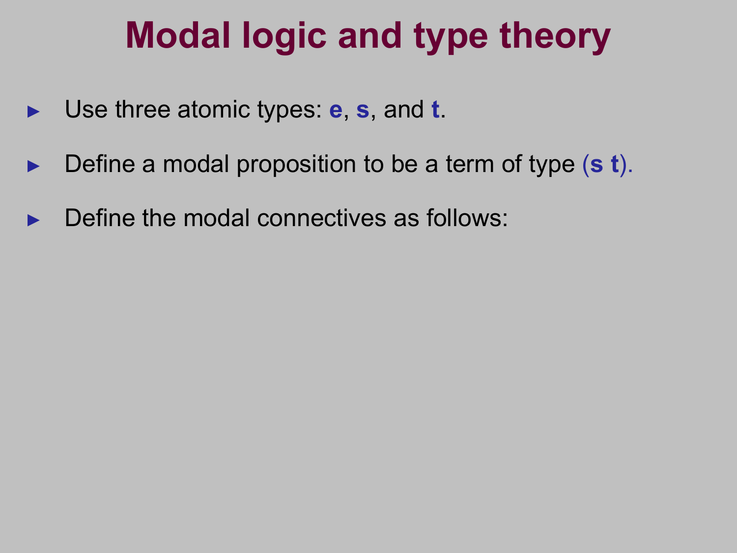# Modal logic and type theory

- Use three atomic types: **e**, **s**, and **t**.
- Define a modal proposition to be a term of type (**s t**).
- Define the modal connectives as follows: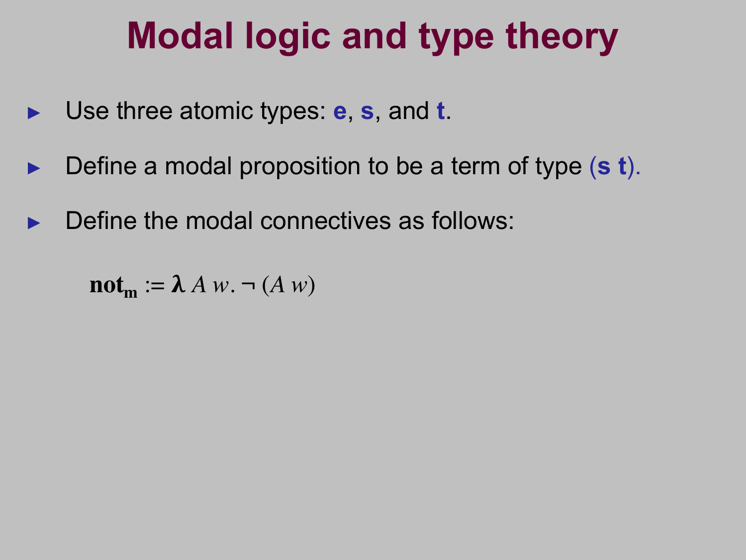# Modal logic and type theory

- Use three atomic types: **e**, **s**, and **t**.
- Define a modal proposition to be a term of type (**s t**).
- Define the modal connectives as follows:

$$\mathbf{not_m} := \boldsymbol{\lambda}\, A\, w.\, \neg\, (A\, w)$$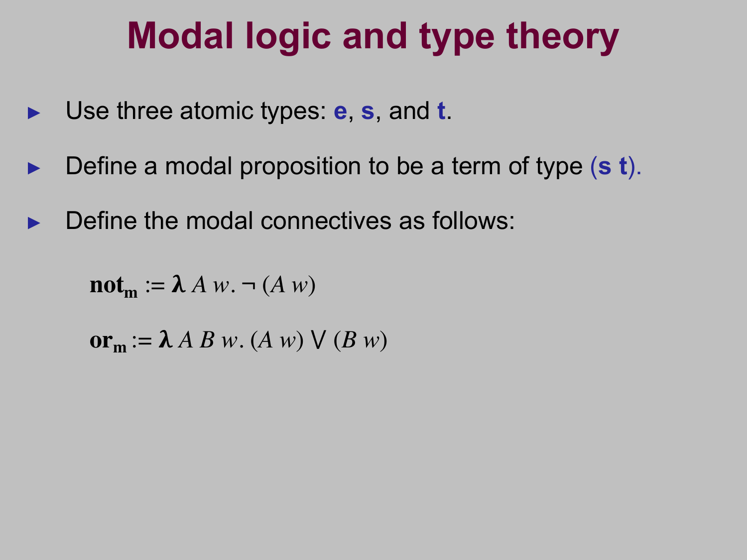# Modal logic and type theory

- Use three atomic types: **e**, **s**, and **t**.
- Define a modal proposition to be a term of type **(s t)**.
- Define the modal connectives as follows:

$$\mathbf{not_m} := \boldsymbol{\lambda}\, A\, w.\, \neg\, (A\, w)$$

$$\mathbf{or_m} := \boldsymbol{\lambda}\, A\, B\, w.\, (A\, w) \lor (B\, w)$$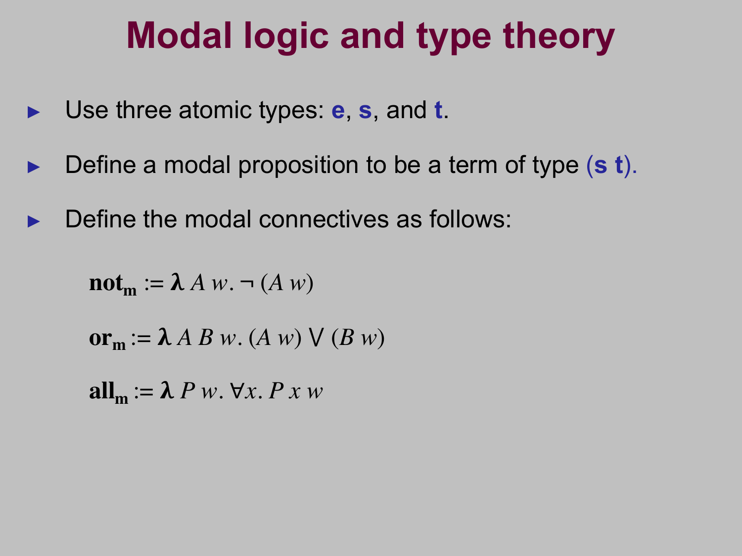# Modal logic and type theory

- Use three atomic types: **e**, **s**, and **t**.
- Define a modal proposition to be a term of type (**s t**).
- Define the modal connectives as follows:

$$\mathbf{not_m} := \boldsymbol{\lambda}\, A\, w.\, \neg\, (A\, w)$$

$$\mathbf{or_m} := \boldsymbol{\lambda}\, A\, B\, w.\, (A\, w) \vee (B\, w)$$

$$\mathbf{all_m} := \boldsymbol{\lambda}\, P\, w.\, \forall x.\, P\, x\, w$$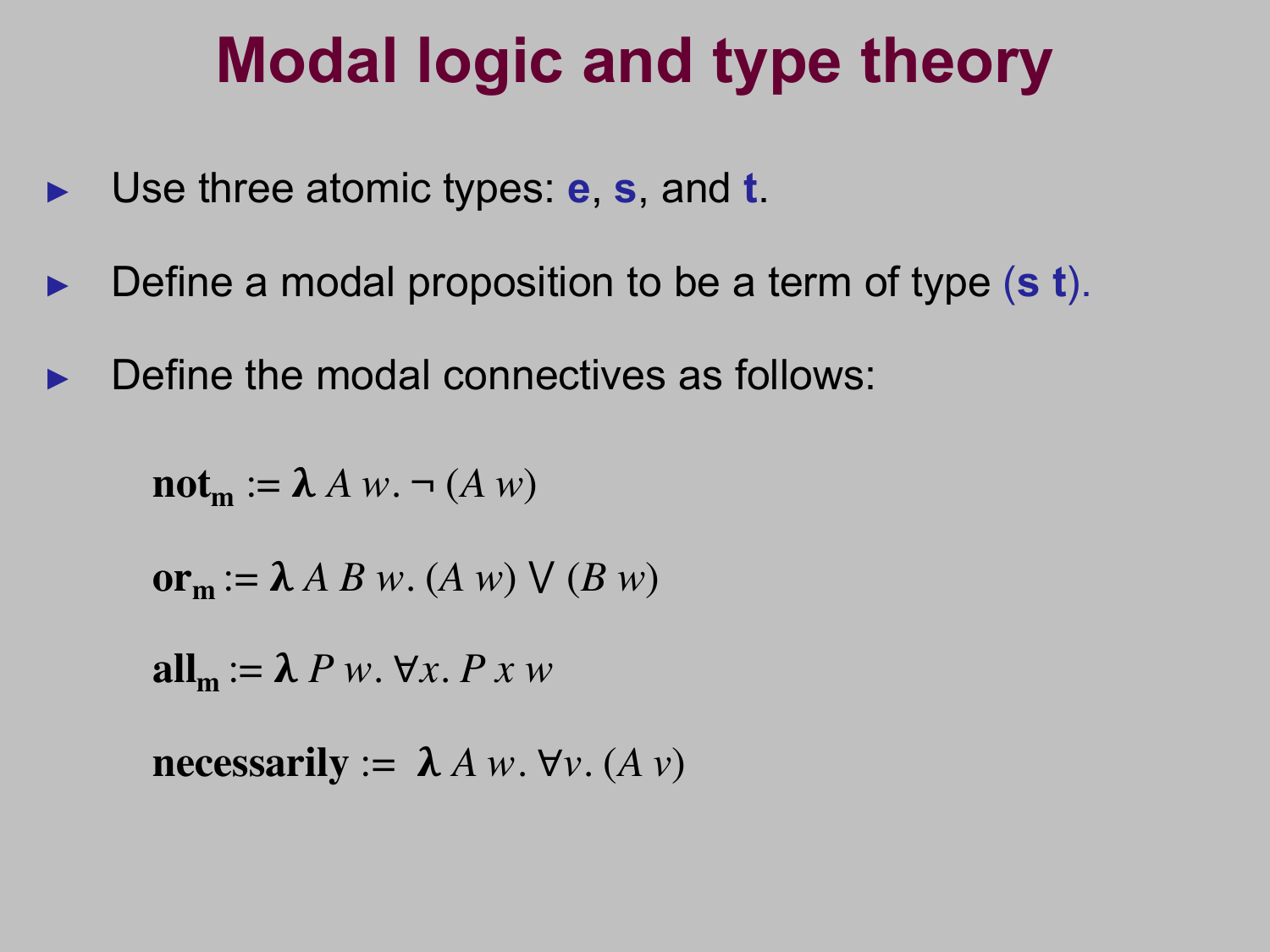# Modal logic and type theory

- Use three atomic types: **e**, **s**, and **t**.
- Define a modal proposition to be a term of type **(s t)**.
- Define the modal connectives as follows:

$$\mathbf{not_m} := \boldsymbol{\lambda}\, A\, w.\ \neg\, (A\, w)$$

$$\mathbf{or_m} := \boldsymbol{\lambda}\, A\, B\, w.\ (A\, w) \lor (B\, w)$$

$$\mathbf{all_m} := \boldsymbol{\lambda}\, P\, w.\ \forall x.\ P\, x\, w$$

$$\mathbf{necessarily} := \boldsymbol{\lambda}\, A\, w.\ \forall v.\ (A\, v)$$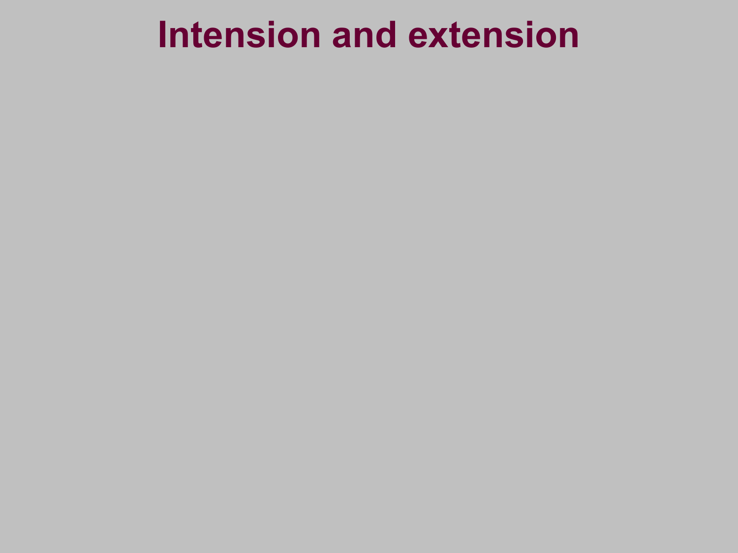# Intension and extension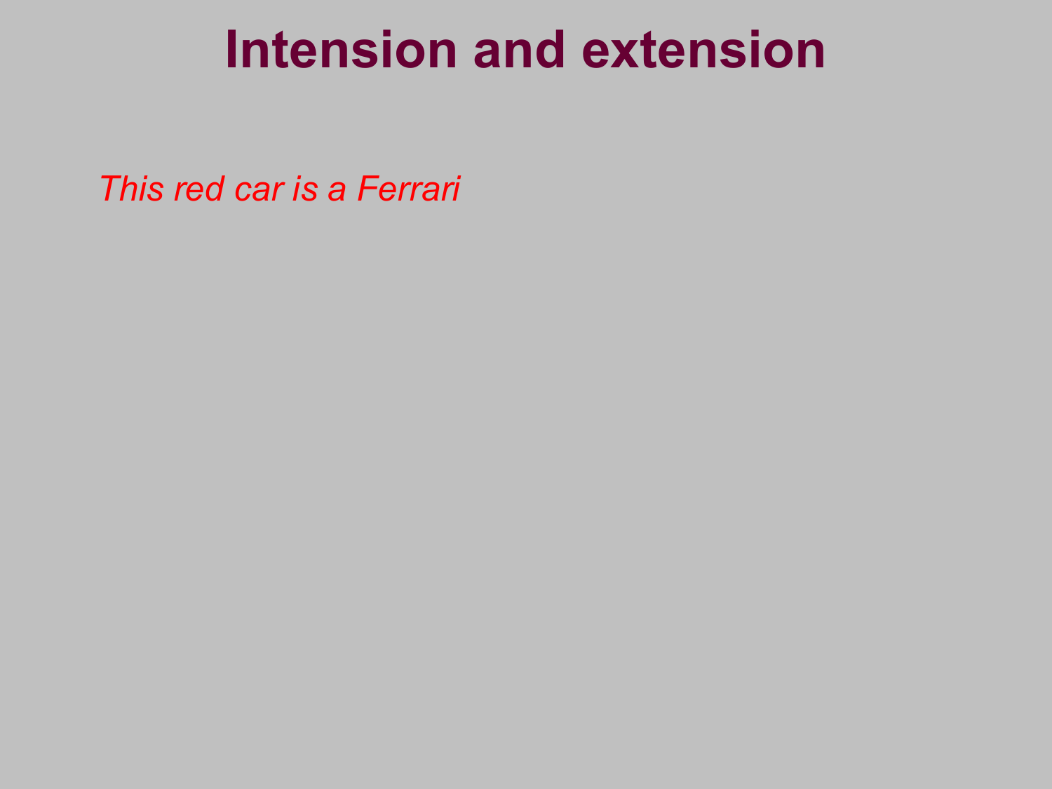# Intension and extension

*This red car is a Ferrari*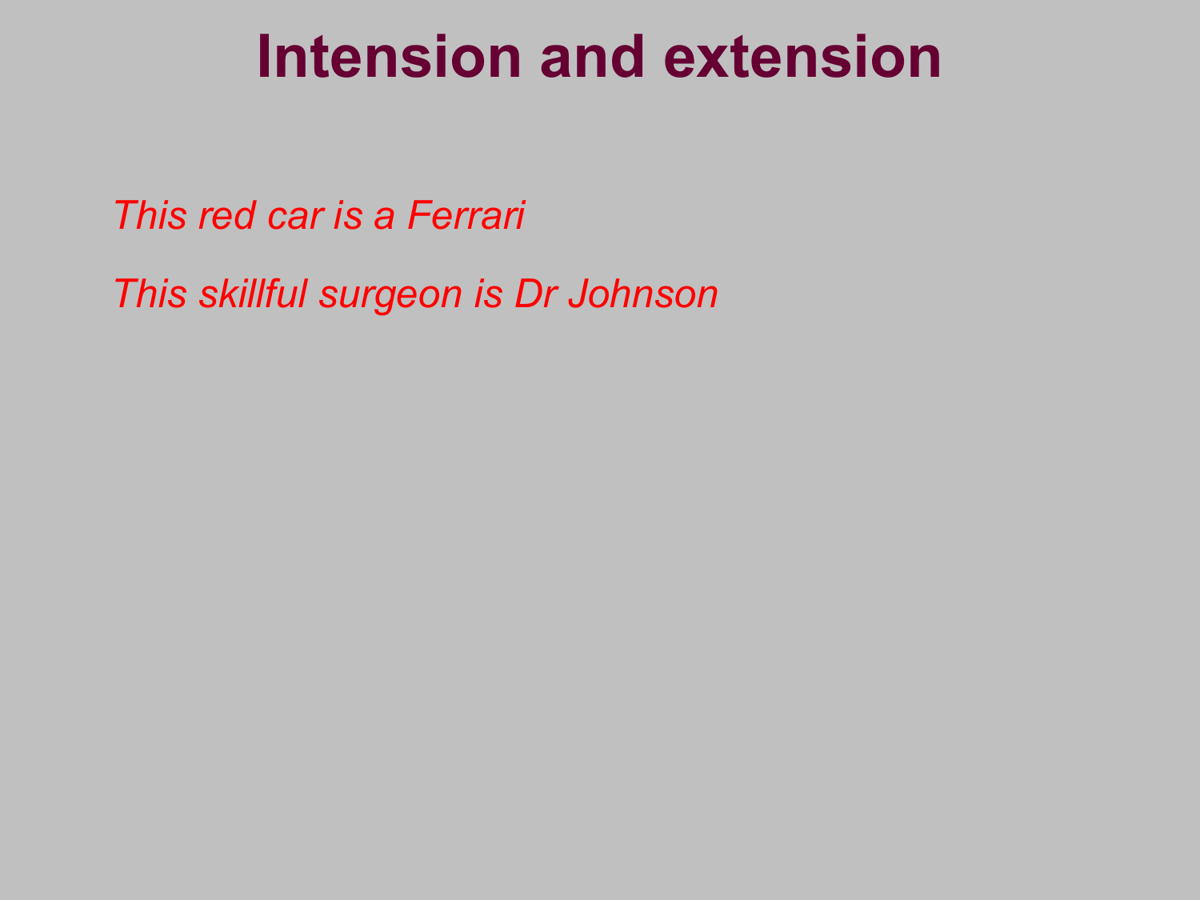# Intension and extension

*This red car is a Ferrari*

*This skillful surgeon is Dr Johnson*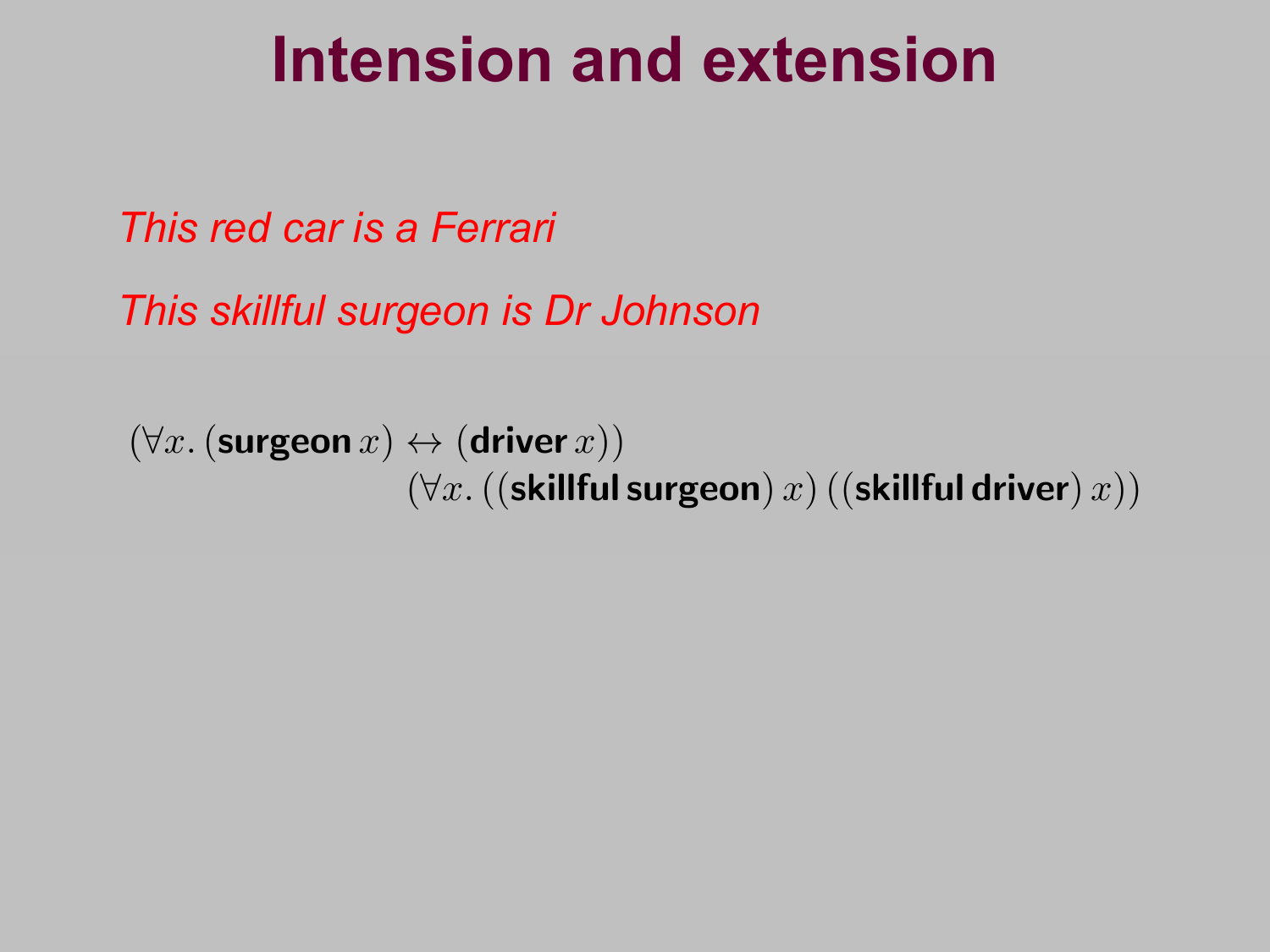# Intension and extension

*This red car is a Ferrari*

*This skillful surgeon is Dr Johnson*

$$(\forall x.\,(\textbf{surgeon}\,x) \leftrightarrow (\textbf{driver}\,x))$$
$$(\forall x.\,((\textbf{skillful}\,\textbf{surgeon})\,x)\;((\textbf{skillful}\,\textbf{driver})\,x))$$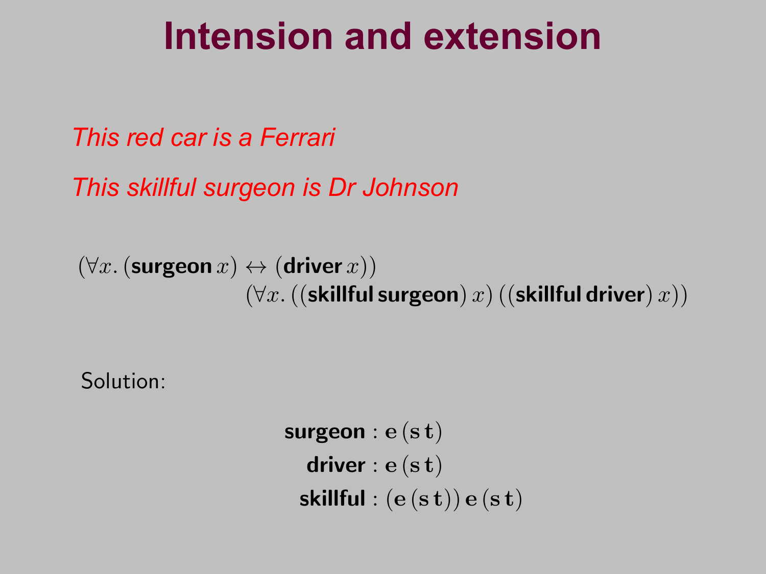# Intension and extension

*This red car is a Ferrari*

*This skillful surgeon is Dr Johnson*

$$(\forall x.\,(\textbf{surgeon}\;x) \leftrightarrow (\textbf{driver}\;x))$$
$$(\forall x.\,((\textbf{skillful}\;\textbf{surgeon})\;x)\;((\textbf{skillful}\;\textbf{driver})\;x))$$

Solution:

$$\textbf{surgeon} : \mathbf{e}\,(\mathbf{s}\,\mathbf{t})$$
$$\textbf{driver} : \mathbf{e}\,(\mathbf{s}\,\mathbf{t})$$
$$\textbf{skillful} : (\mathbf{e}\,(\mathbf{s}\,\mathbf{t}))\,\mathbf{e}\,(\mathbf{s}\,\mathbf{t})$$